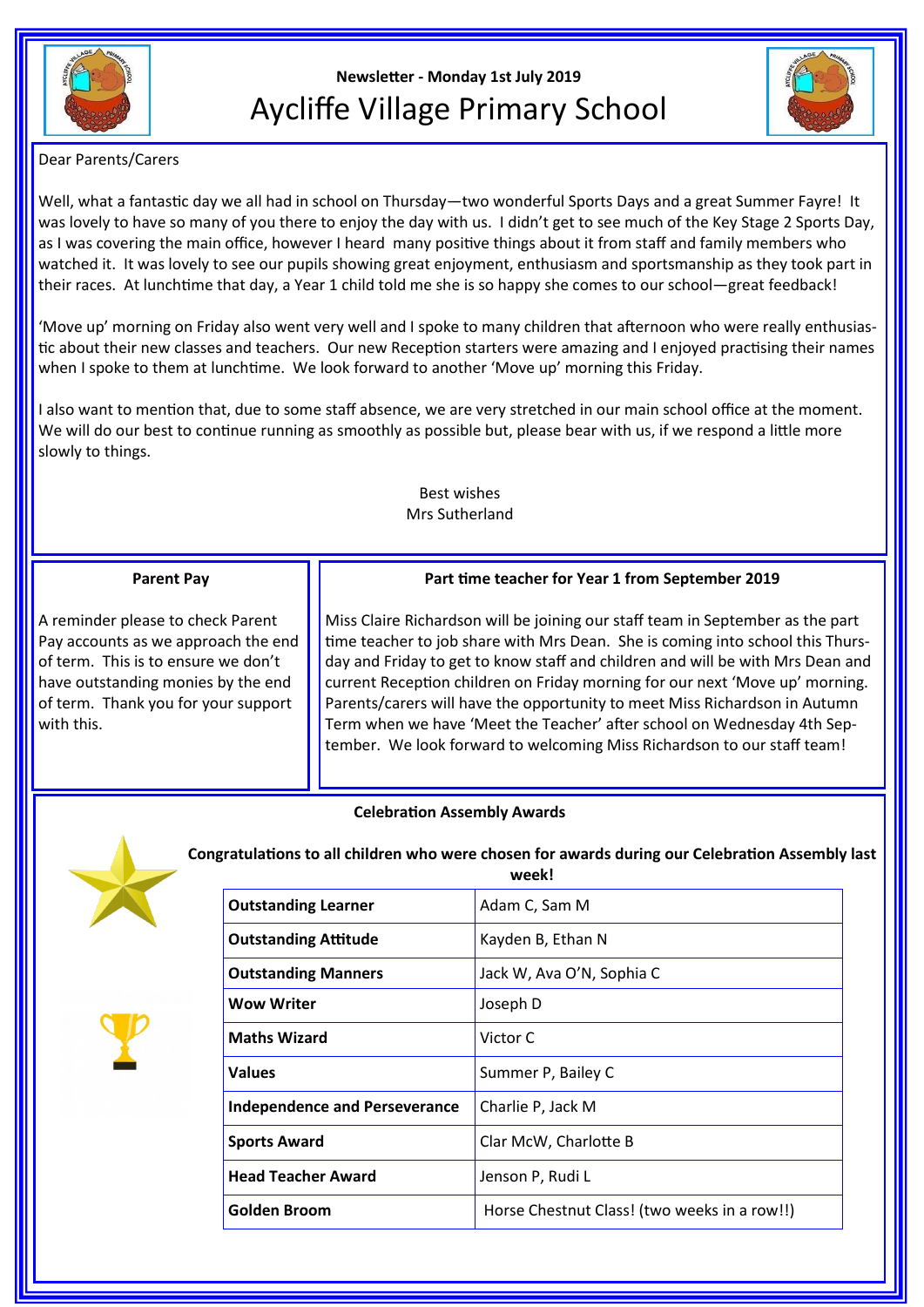**Newsletter - Monday 1st July 2019**

# Aycliffe Village Primary School

Dear Parents/Carers

Well, what a fantastic day we all had in school on Thursday—two wonderful Sports Days and a great Summer Fayre! It was lovely to have so many of you there to enjoy the day with us. I didn't get to see much of the Key Stage 2 Sports Day, as I was covering the main office, however I heard many positive things about it from staff and family members who watched it. It was lovely to see our pupils showing great enjoyment, enthusiasm and sportsmanship as they took part in their races. At lunchtime that day, a Year 1 child told me she is so happy she comes to our school—great feedback!

'Move up' morning on Friday also went very well and I spoke to many children that afternoon who were really enthusiastic about their new classes and teachers. Our new Reception starters were amazing and I enjoyed practising their names when I spoke to them at lunchtime. We look forward to another 'Move up' morning this Friday.

I also want to mention that, due to some staff absence, we are very stretched in our main school office at the moment. We will do our best to continue running as smoothly as possible but, please bear with us, if we respond a little more slowly to things.

Best wishes
Mrs Sutherland

## Parent Pay

A reminder please to check Parent Pay accounts as we approach the end of term. This is to ensure we don't have outstanding monies by the end of term. Thank you for your support with this.

## Part time teacher for Year 1 from September 2019

Miss Claire Richardson will be joining our staff team in September as the part time teacher to job share with Mrs Dean. She is coming into school this Thursday and Friday to get to know staff and children and will be with Mrs Dean and current Reception children on Friday morning for our next 'Move up' morning. Parents/carers will have the opportunity to meet Miss Richardson in Autumn Term when we have 'Meet the Teacher' after school on Wednesday 4th September. We look forward to welcoming Miss Richardson to our staff team!

## Celebration Assembly Awards

**Congratulations to all children who were chosen for awards during our Celebration Assembly last week!**

| Award | Recipients |
|---|---|
| **Outstanding Learner** | Adam C, Sam M |
| **Outstanding Attitude** | Kayden B, Ethan N |
| **Outstanding Manners** | Jack W, Ava O'N, Sophia C |
| **Wow Writer** | Joseph D |
| **Maths Wizard** | Victor C |
| **Values** | Summer P, Bailey C |
| **Independence and Perseverance** | Charlie P, Jack M |
| **Sports Award** | Clar McW, Charlotte B |
| **Head Teacher Award** | Jenson P, Rudi L |
| **Golden Broom** | Horse Chestnut Class! (two weeks in a row!!) |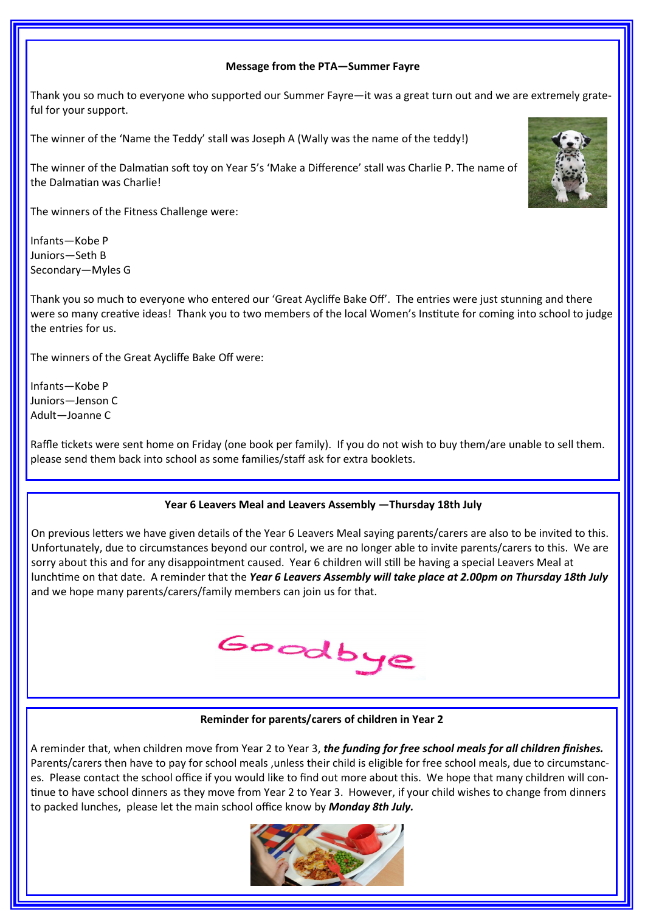## Message from the PTA—Summer Fayre

Thank you so much to everyone who supported our Summer Fayre—it was a great turn out and we are extremely grateful for your support.

The winner of the 'Name the Teddy' stall was Joseph A (Wally was the name of the teddy!)

The winner of the Dalmatian soft toy on Year 5's 'Make a Difference' stall was Charlie P. The name of the Dalmatian was Charlie!

The winners of the Fitness Challenge were:

Infants—Kobe P
Juniors—Seth B
Secondary—Myles G

Thank you so much to everyone who entered our 'Great Aycliffe Bake Off'. The entries were just stunning and there were so many creative ideas! Thank you to two members of the local Women's Institute for coming into school to judge the entries for us.

The winners of the Great Aycliffe Bake Off were:

Infants—Kobe P
Juniors—Jenson C
Adult—Joanne C

Raffle tickets were sent home on Friday (one book per family). If you do not wish to buy them/are unable to sell them. please send them back into school as some families/staff ask for extra booklets.

## Year 6 Leavers Meal and Leavers Assembly —Thursday 18th July

On previous letters we have given details of the Year 6 Leavers Meal saying parents/carers are also to be invited to this. Unfortunately, due to circumstances beyond our control, we are no longer able to invite parents/carers to this. We are sorry about this and for any disappointment caused. Year 6 children will still be having a special Leavers Meal at lunchtime on that date. A reminder that the ***Year 6 Leavers Assembly will take place at 2.00pm on Thursday 18th July*** and we hope many parents/carers/family members can join us for that.

Goodbye

## Reminder for parents/carers of children in Year 2

A reminder that, when children move from Year 2 to Year 3, ***the funding for free school meals for all children finishes.*** Parents/carers then have to pay for school meals ,unless their child is eligible for free school meals, due to circumstances. Please contact the school office if you would like to find out more about this. We hope that many children will continue to have school dinners as they move from Year 2 to Year 3. However, if your child wishes to change from dinners to packed lunches, please let the main school office know by ***Monday 8th July.***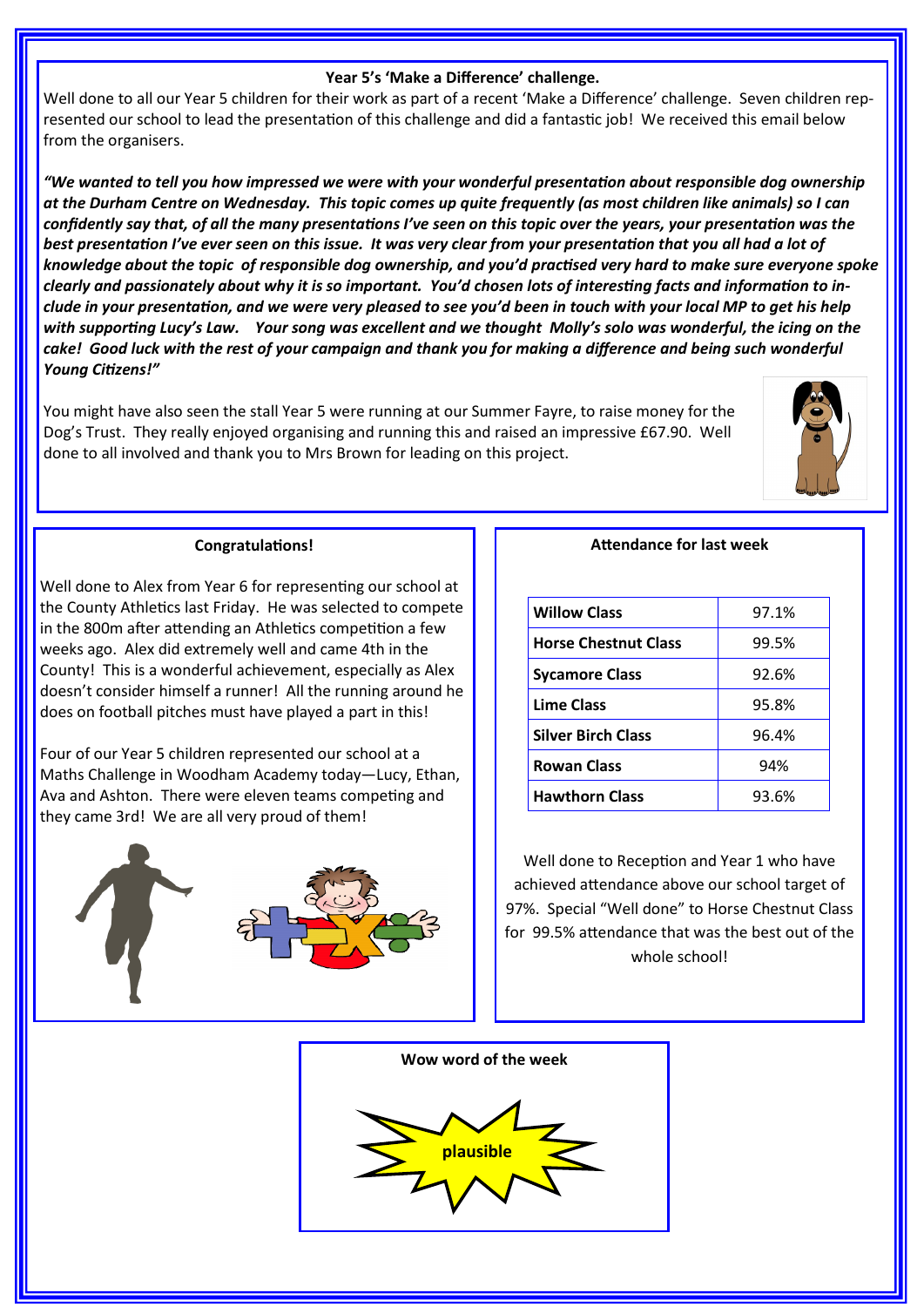### Year 5's 'Make a Difference' challenge.

Well done to all our Year 5 children for their work as part of a recent 'Make a Difference' challenge. Seven children represented our school to lead the presentation of this challenge and did a fantastic job! We received this email below from the organisers.

***"We wanted to tell you how impressed we were with your wonderful presentation about responsible dog ownership at the Durham Centre on Wednesday. This topic comes up quite frequently (as most children like animals) so I can confidently say that, of all the many presentations I've seen on this topic over the years, your presentation was the best presentation I've ever seen on this issue. It was very clear from your presentation that you all had a lot of knowledge about the topic of responsible dog ownership, and you'd practised very hard to make sure everyone spoke clearly and passionately about why it is so important. You'd chosen lots of interesting facts and information to include in your presentation, and we were very pleased to see you'd been in touch with your local MP to get his help with supporting Lucy's Law. Your song was excellent and we thought Molly's solo was wonderful, the icing on the cake! Good luck with the rest of your campaign and thank you for making a difference and being such wonderful Young Citizens!"***

You might have also seen the stall Year 5 were running at our Summer Fayre, to raise money for the Dog's Trust. They really enjoyed organising and running this and raised an impressive £67.90. Well done to all involved and thank you to Mrs Brown for leading on this project.

### Congratulations!

Well done to Alex from Year 6 for representing our school at the County Athletics last Friday. He was selected to compete in the 800m after attending an Athletics competition a few weeks ago. Alex did extremely well and came 4th in the County! This is a wonderful achievement, especially as Alex doesn't consider himself a runner! All the running around he does on football pitches must have played a part in this!

Four of our Year 5 children represented our school at a Maths Challenge in Woodham Academy today—Lucy, Ethan, Ava and Ashton. There were eleven teams competing and they came 3rd! We are all very proud of them!

### Attendance for last week

| | |
|---|---|
| **Willow Class** | 97.1% |
| **Horse Chestnut Class** | 99.5% |
| **Sycamore Class** | 92.6% |
| **Lime Class** | 95.8% |
| **Silver Birch Class** | 96.4% |
| **Rowan Class** | 94% |
| **Hawthorn Class** | 93.6% |

Well done to Reception and Year 1 who have achieved attendance above our school target of 97%. Special "Well done" to Horse Chestnut Class for 99.5% attendance that was the best out of the whole school!

### Wow word of the week

**plausible**